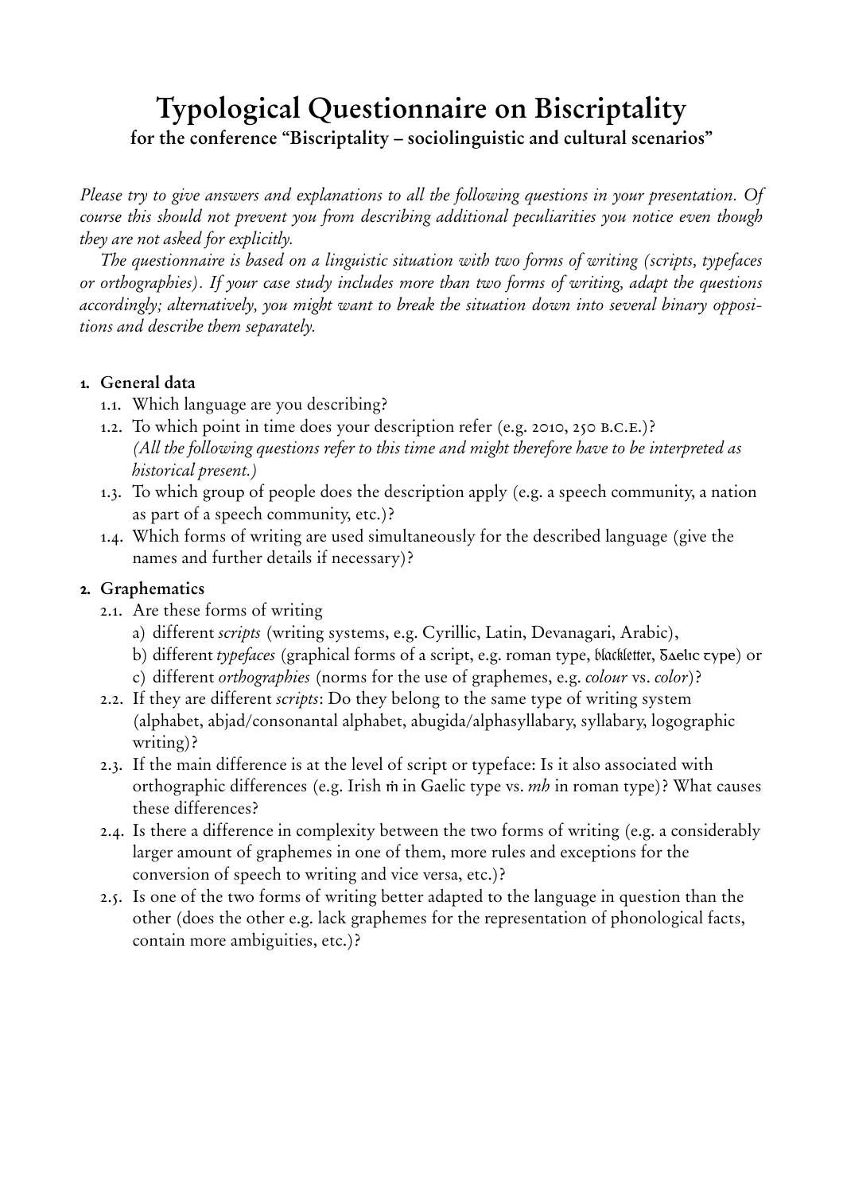# Typological Questionnaire on Biscriptality

**for the conference "Biscriptality – sociolinguistic and cultural scenarios"**

*Please try to give answers and explanations to all the following questions in your presentation. Of course this should not prevent you from describing additional peculiarities you notice even though they are not asked for explicitly.*

*The questionnaire is based on a linguistic situation with two forms of writing (scripts, typefaces or orthographies). If your case study includes more than two forms of writing, adapt the questions accordingly; alternatively, you might want to break the situation down into several binary oppositions and describe them separately.*

## 1. General data

- 1.1. Which language are you describing?
- 1.2. To which point in time does your description refer (e.g. 2010, 250 B.C.E.)?
  *(All the following questions refer to this time and might therefore have to be interpreted as historical present.)*
- 1.3. To which group of people does the description apply (e.g. a speech community, a nation as part of a speech community, etc.)?
- 1.4. Which forms of writing are used simultaneously for the described language (give the names and further details if necessary)?

## 2. Graphematics

- 2.1. Are these forms of writing
  - a) different *scripts* (writing systems, e.g. Cyrillic, Latin, Devanagari, Arabic),
  - b) different *typefaces* (graphical forms of a script, e.g. roman type, blackletter, Gaelic type) or
  - c) different *orthographies* (norms for the use of graphemes, e.g. *colour* vs. *color*)?
- 2.2. If they are different *scripts*: Do they belong to the same type of writing system (alphabet, abjad/consonantal alphabet, abugida/alphasyllabary, syllabary, logographic writing)?
- 2.3. If the main difference is at the level of script or typeface: Is it also associated with orthographic differences (e.g. Irish ṁ in Gaelic type vs. *mh* in roman type)? What causes these differences?
- 2.4. Is there a difference in complexity between the two forms of writing (e.g. a considerably larger amount of graphemes in one of them, more rules and exceptions for the conversion of speech to writing and vice versa, etc.)?
- 2.5. Is one of the two forms of writing better adapted to the language in question than the other (does the other e.g. lack graphemes for the representation of phonological facts, contain more ambiguities, etc.)?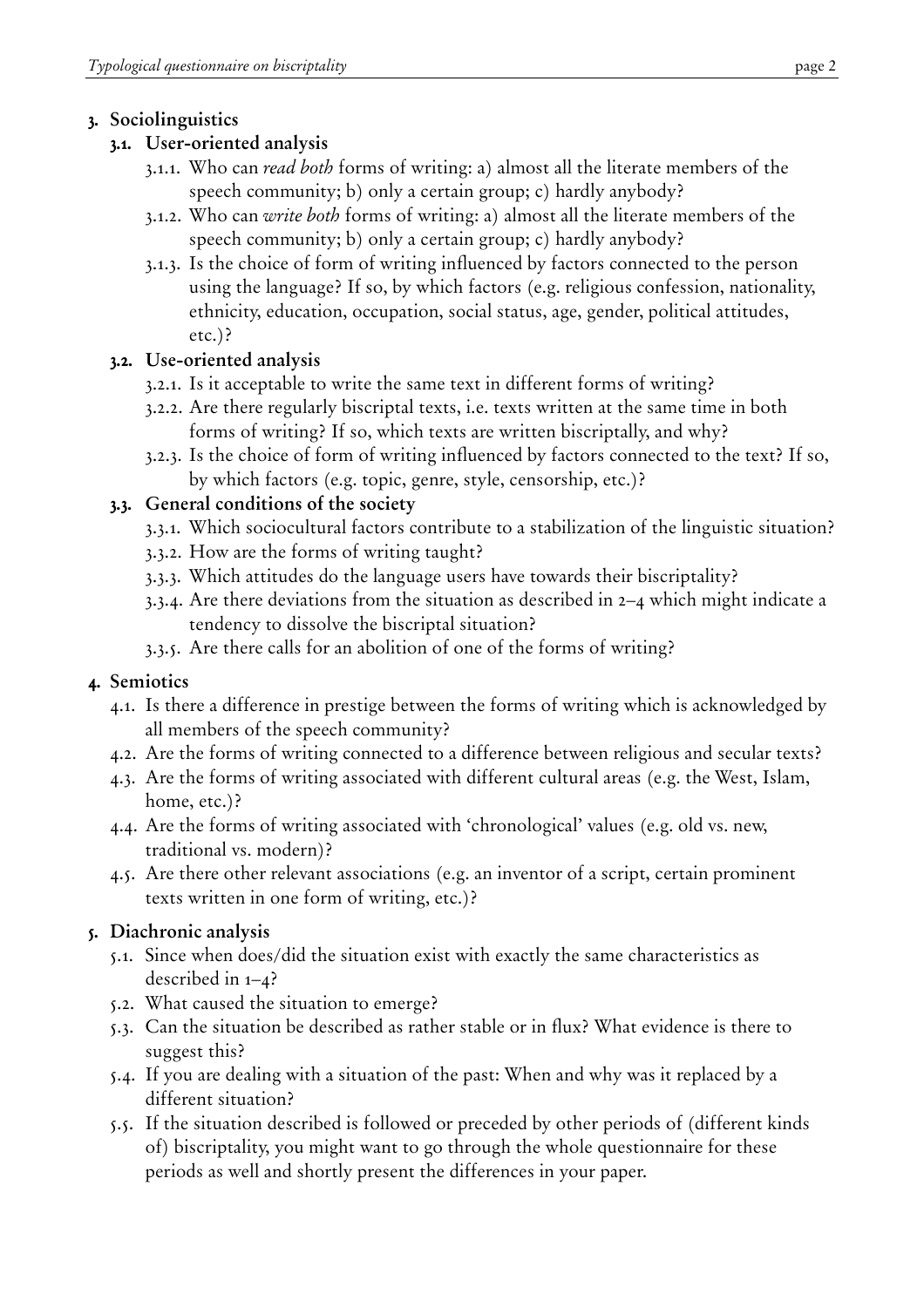## 3. Sociolinguistics

### 3.1. User-oriented analysis

- 3.1.1. Who can *read both* forms of writing: a) almost all the literate members of the speech community; b) only a certain group; c) hardly anybody?
- 3.1.2. Who can *write both* forms of writing: a) almost all the literate members of the speech community; b) only a certain group; c) hardly anybody?
- 3.1.3. Is the choice of form of writing influenced by factors connected to the person using the language? If so, by which factors (e.g. religious confession, nationality, ethnicity, education, occupation, social status, age, gender, political attitudes, etc.)?

### 3.2. Use-oriented analysis

- 3.2.1. Is it acceptable to write the same text in different forms of writing?
- 3.2.2. Are there regularly biscriptal texts, i.e. texts written at the same time in both forms of writing? If so, which texts are written biscriptally, and why?
- 3.2.3. Is the choice of form of writing influenced by factors connected to the text? If so, by which factors (e.g. topic, genre, style, censorship, etc.)?

### 3.3. General conditions of the society

- 3.3.1. Which sociocultural factors contribute to a stabilization of the linguistic situation?
- 3.3.2. How are the forms of writing taught?
- 3.3.3. Which attitudes do the language users have towards their biscriptality?
- 3.3.4. Are there deviations from the situation as described in 2–4 which might indicate a tendency to dissolve the biscriptal situation?
- 3.3.5. Are there calls for an abolition of one of the forms of writing?

## 4. Semiotics

- 4.1. Is there a difference in prestige between the forms of writing which is acknowledged by all members of the speech community?
- 4.2. Are the forms of writing connected to a difference between religious and secular texts?
- 4.3. Are the forms of writing associated with different cultural areas (e.g. the West, Islam, home, etc.)?
- 4.4. Are the forms of writing associated with 'chronological' values (e.g. old vs. new, traditional vs. modern)?
- 4.5. Are there other relevant associations (e.g. an inventor of a script, certain prominent texts written in one form of writing, etc.)?

## 5. Diachronic analysis

- 5.1. Since when does/did the situation exist with exactly the same characteristics as described in 1–4?
- 5.2. What caused the situation to emerge?
- 5.3. Can the situation be described as rather stable or in flux? What evidence is there to suggest this?
- 5.4. If you are dealing with a situation of the past: When and why was it replaced by a different situation?
- 5.5. If the situation described is followed or preceded by other periods of (different kinds of) biscriptality, you might want to go through the whole questionnaire for these periods as well and shortly present the differences in your paper.